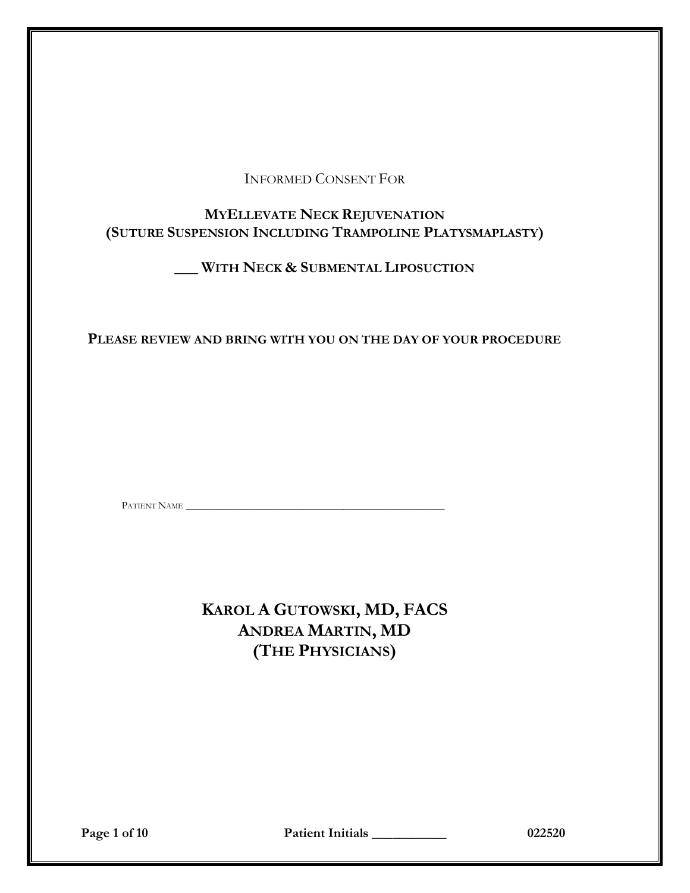INFORMED CONSENT FOR

# MYELLEVATE NECK REJUVENATION
## (SUTURE SUSPENSION INCLUDING TRAMPOLINE PLATYSMAPLASTY)

**___ WITH NECK & SUBMENTAL LIPOSUCTION**

**PLEASE REVIEW AND BRING WITH YOU ON THE DAY OF YOUR PROCEDURE**

PATIENT NAME ______________________________________________

**KAROL A GUTOWSKI, MD, FACS**
**ANDREA MARTIN, MD**
**(THE PHYSICIANS)**

**Patient Initials ___________**

**022520**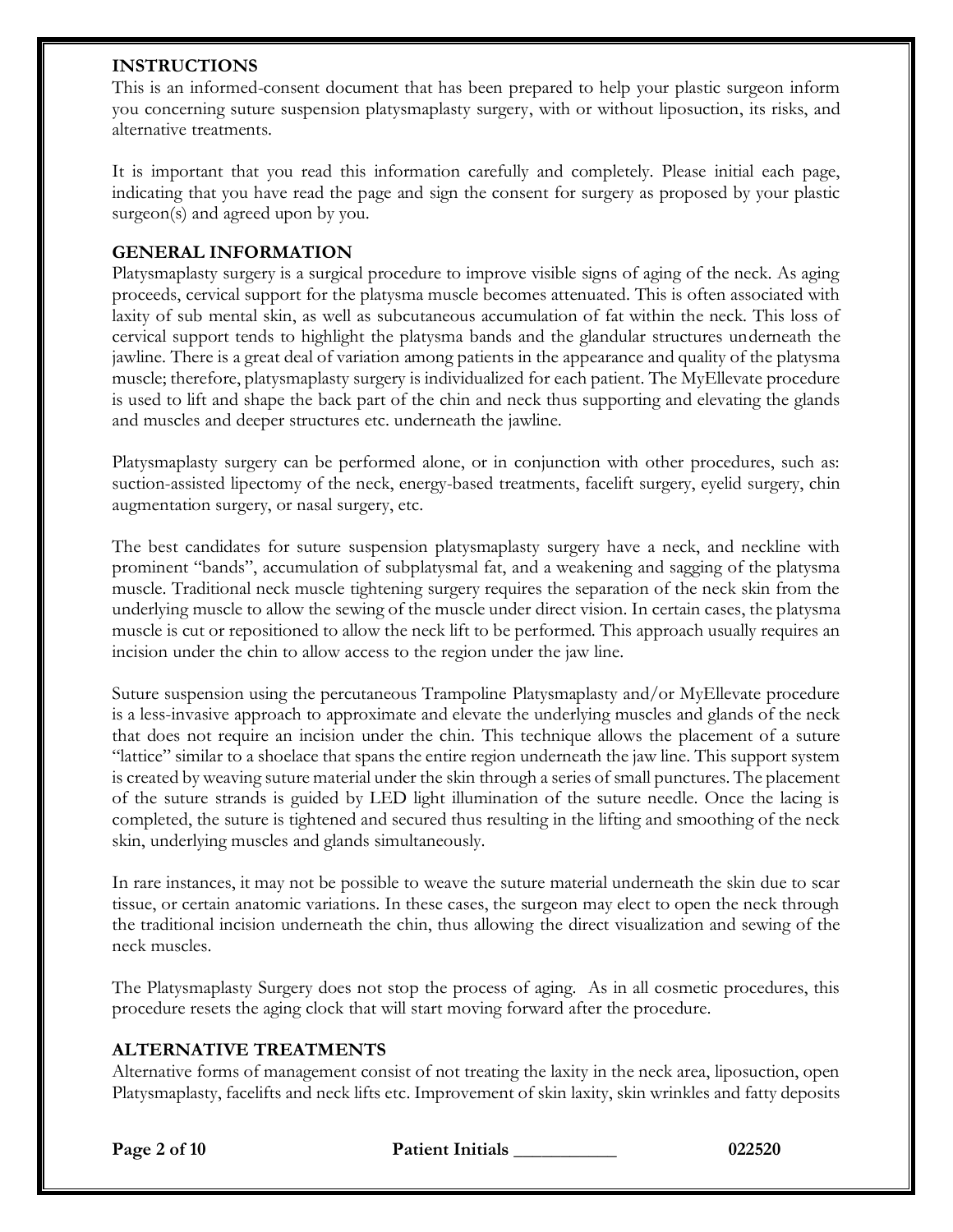## INSTRUCTIONS

This is an informed-consent document that has been prepared to help your plastic surgeon inform you concerning suture suspension platysmaplasty surgery, with or without liposuction, its risks, and alternative treatments.

It is important that you read this information carefully and completely. Please initial each page, indicating that you have read the page and sign the consent for surgery as proposed by your plastic surgeon(s) and agreed upon by you.

## GENERAL INFORMATION

Platysmaplasty surgery is a surgical procedure to improve visible signs of aging of the neck. As aging proceeds, cervical support for the platysma muscle becomes attenuated. This is often associated with laxity of sub mental skin, as well as subcutaneous accumulation of fat within the neck. This loss of cervical support tends to highlight the platysma bands and the glandular structures underneath the jawline. There is a great deal of variation among patients in the appearance and quality of the platysma muscle; therefore, platysmaplasty surgery is individualized for each patient. The MyEllevate procedure is used to lift and shape the back part of the chin and neck thus supporting and elevating the glands and muscles and deeper structures etc. underneath the jawline.

Platysmaplasty surgery can be performed alone, or in conjunction with other procedures, such as: suction-assisted lipectomy of the neck, energy-based treatments, facelift surgery, eyelid surgery, chin augmentation surgery, or nasal surgery, etc.

The best candidates for suture suspension platysmaplasty surgery have a neck, and neckline with prominent "bands", accumulation of subplatysmal fat, and a weakening and sagging of the platysma muscle. Traditional neck muscle tightening surgery requires the separation of the neck skin from the underlying muscle to allow the sewing of the muscle under direct vision. In certain cases, the platysma muscle is cut or repositioned to allow the neck lift to be performed. This approach usually requires an incision under the chin to allow access to the region under the jaw line.

Suture suspension using the percutaneous Trampoline Platysmaplasty and/or MyEllevate procedure is a less-invasive approach to approximate and elevate the underlying muscles and glands of the neck that does not require an incision under the chin. This technique allows the placement of a suture "lattice" similar to a shoelace that spans the entire region underneath the jaw line. This support system is created by weaving suture material under the skin through a series of small punctures. The placement of the suture strands is guided by LED light illumination of the suture needle. Once the lacing is completed, the suture is tightened and secured thus resulting in the lifting and smoothing of the neck skin, underlying muscles and glands simultaneously.

In rare instances, it may not be possible to weave the suture material underneath the skin due to scar tissue, or certain anatomic variations. In these cases, the surgeon may elect to open the neck through the traditional incision underneath the chin, thus allowing the direct visualization and sewing of the neck muscles.

The Platysmaplasty Surgery does not stop the process of aging. As in all cosmetic procedures, this procedure resets the aging clock that will start moving forward after the procedure.

## ALTERNATIVE TREATMENTS

Alternative forms of management consist of not treating the laxity in the neck area, liposuction, open Platysmaplasty, facelifts and neck lifts etc. Improvement of skin laxity, skin wrinkles and fatty deposits

Patient Initials ___________ 022520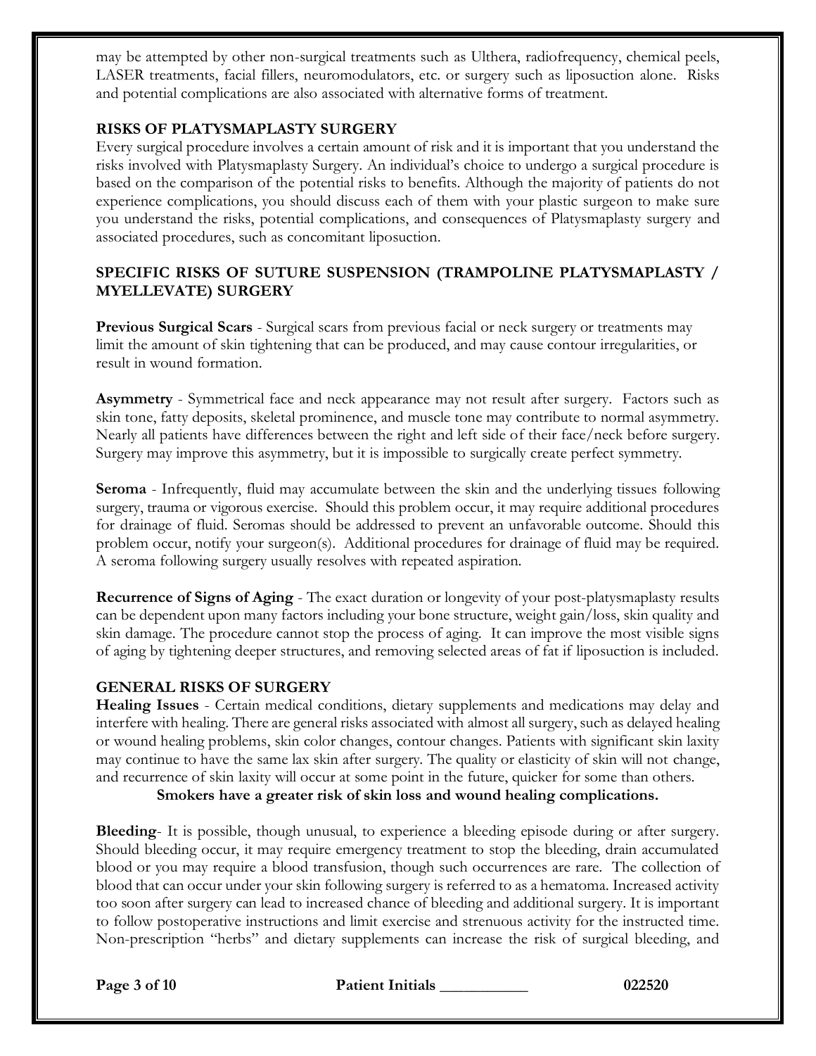may be attempted by other non-surgical treatments such as Ulthera, radiofrequency, chemical peels, LASER treatments, facial fillers, neuromodulators, etc. or surgery such as liposuction alone. Risks and potential complications are also associated with alternative forms of treatment.

## RISKS OF PLATYSMAPLASTY SURGERY

Every surgical procedure involves a certain amount of risk and it is important that you understand the risks involved with Platysmaplasty Surgery. An individual's choice to undergo a surgical procedure is based on the comparison of the potential risks to benefits. Although the majority of patients do not experience complications, you should discuss each of them with your plastic surgeon to make sure you understand the risks, potential complications, and consequences of Platysmaplasty surgery and associated procedures, such as concomitant liposuction.

## SPECIFIC RISKS OF SUTURE SUSPENSION (TRAMPOLINE PLATYSMAPLASTY / MYELLEVATE) SURGERY

**Previous Surgical Scars** - Surgical scars from previous facial or neck surgery or treatments may limit the amount of skin tightening that can be produced, and may cause contour irregularities, or result in wound formation.

**Asymmetry** - Symmetrical face and neck appearance may not result after surgery. Factors such as skin tone, fatty deposits, skeletal prominence, and muscle tone may contribute to normal asymmetry. Nearly all patients have differences between the right and left side of their face/neck before surgery. Surgery may improve this asymmetry, but it is impossible to surgically create perfect symmetry.

**Seroma** - Infrequently, fluid may accumulate between the skin and the underlying tissues following surgery, trauma or vigorous exercise. Should this problem occur, it may require additional procedures for drainage of fluid. Seromas should be addressed to prevent an unfavorable outcome. Should this problem occur, notify your surgeon(s). Additional procedures for drainage of fluid may be required. A seroma following surgery usually resolves with repeated aspiration.

**Recurrence of Signs of Aging** - The exact duration or longevity of your post-platysmaplasty results can be dependent upon many factors including your bone structure, weight gain/loss, skin quality and skin damage. The procedure cannot stop the process of aging. It can improve the most visible signs of aging by tightening deeper structures, and removing selected areas of fat if liposuction is included.

## GENERAL RISKS OF SURGERY

**Healing Issues** - Certain medical conditions, dietary supplements and medications may delay and interfere with healing. There are general risks associated with almost all surgery, such as delayed healing or wound healing problems, skin color changes, contour changes. Patients with significant skin laxity may continue to have the same lax skin after surgery. The quality or elasticity of skin will not change, and recurrence of skin laxity will occur at some point in the future, quicker for some than others.

**Smokers have a greater risk of skin loss and wound healing complications.**

**Bleeding**- It is possible, though unusual, to experience a bleeding episode during or after surgery. Should bleeding occur, it may require emergency treatment to stop the bleeding, drain accumulated blood or you may require a blood transfusion, though such occurrences are rare. The collection of blood that can occur under your skin following surgery is referred to as a hematoma. Increased activity too soon after surgery can lead to increased chance of bleeding and additional surgery. It is important to follow postoperative instructions and limit exercise and strenuous activity for the instructed time. Non-prescription "herbs" and dietary supplements can increase the risk of surgical bleeding, and

Patient Initials ___________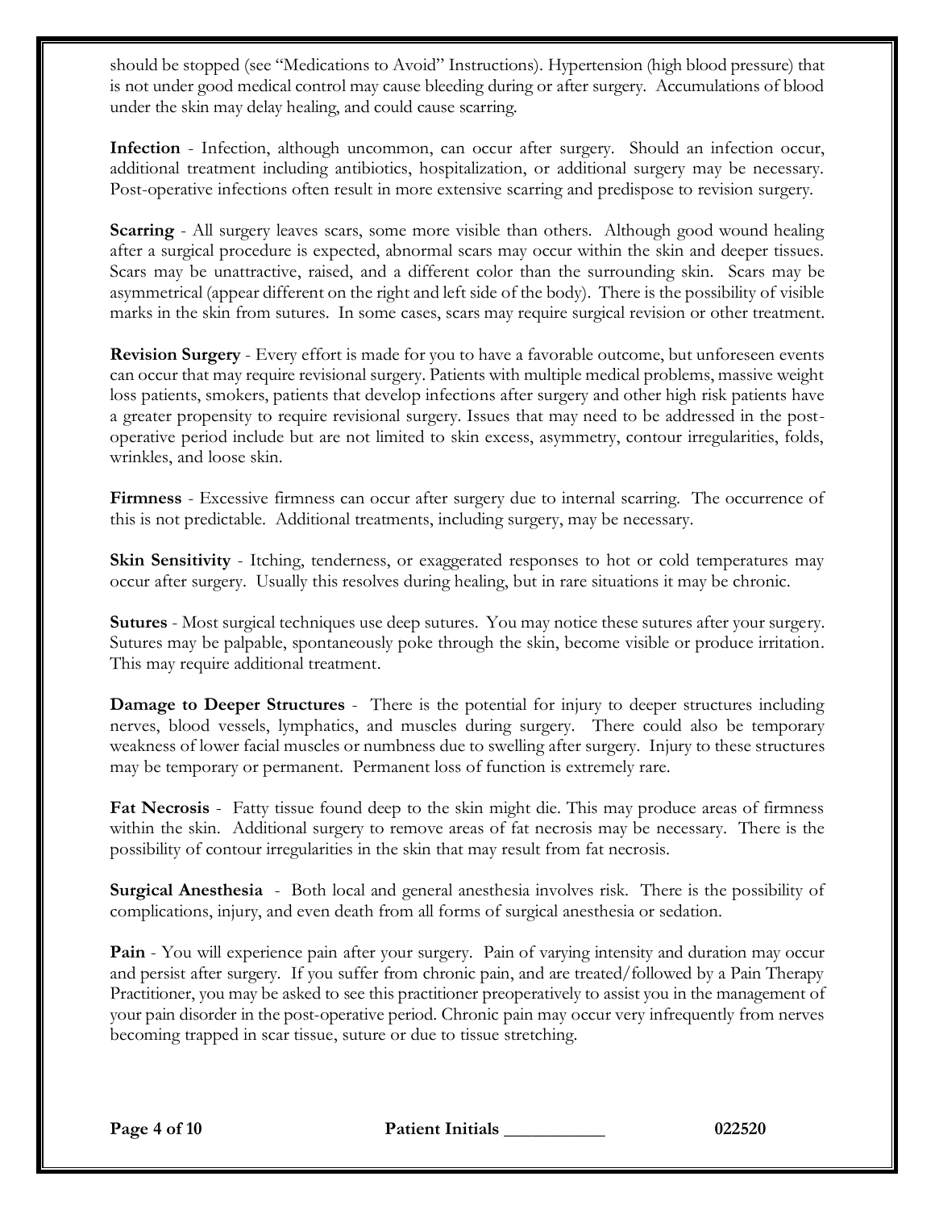should be stopped (see "Medications to Avoid" Instructions). Hypertension (high blood pressure) that is not under good medical control may cause bleeding during or after surgery. Accumulations of blood under the skin may delay healing, and could cause scarring.

**Infection** - Infection, although uncommon, can occur after surgery. Should an infection occur, additional treatment including antibiotics, hospitalization, or additional surgery may be necessary. Post-operative infections often result in more extensive scarring and predispose to revision surgery.

**Scarring** - All surgery leaves scars, some more visible than others. Although good wound healing after a surgical procedure is expected, abnormal scars may occur within the skin and deeper tissues. Scars may be unattractive, raised, and a different color than the surrounding skin. Scars may be asymmetrical (appear different on the right and left side of the body). There is the possibility of visible marks in the skin from sutures. In some cases, scars may require surgical revision or other treatment.

**Revision Surgery** - Every effort is made for you to have a favorable outcome, but unforeseen events can occur that may require revisional surgery. Patients with multiple medical problems, massive weight loss patients, smokers, patients that develop infections after surgery and other high risk patients have a greater propensity to require revisional surgery. Issues that may need to be addressed in the post-operative period include but are not limited to skin excess, asymmetry, contour irregularities, folds, wrinkles, and loose skin.

**Firmness** - Excessive firmness can occur after surgery due to internal scarring. The occurrence of this is not predictable. Additional treatments, including surgery, may be necessary.

**Skin Sensitivity** - Itching, tenderness, or exaggerated responses to hot or cold temperatures may occur after surgery. Usually this resolves during healing, but in rare situations it may be chronic.

**Sutures** - Most surgical techniques use deep sutures. You may notice these sutures after your surgery. Sutures may be palpable, spontaneously poke through the skin, become visible or produce irritation. This may require additional treatment.

**Damage to Deeper Structures** - There is the potential for injury to deeper structures including nerves, blood vessels, lymphatics, and muscles during surgery. There could also be temporary weakness of lower facial muscles or numbness due to swelling after surgery. Injury to these structures may be temporary or permanent. Permanent loss of function is extremely rare.

**Fat Necrosis** - Fatty tissue found deep to the skin might die. This may produce areas of firmness within the skin. Additional surgery to remove areas of fat necrosis may be necessary. There is the possibility of contour irregularities in the skin that may result from fat necrosis.

**Surgical Anesthesia** - Both local and general anesthesia involves risk. There is the possibility of complications, injury, and even death from all forms of surgical anesthesia or sedation.

**Pain** - You will experience pain after your surgery. Pain of varying intensity and duration may occur and persist after surgery. If you suffer from chronic pain, and are treated/followed by a Pain Therapy Practitioner, you may be asked to see this practitioner preoperatively to assist you in the management of your pain disorder in the post-operative period. Chronic pain may occur very infrequently from nerves becoming trapped in scar tissue, suture or due to tissue stretching.

**Patient Initials** ___________ **022520**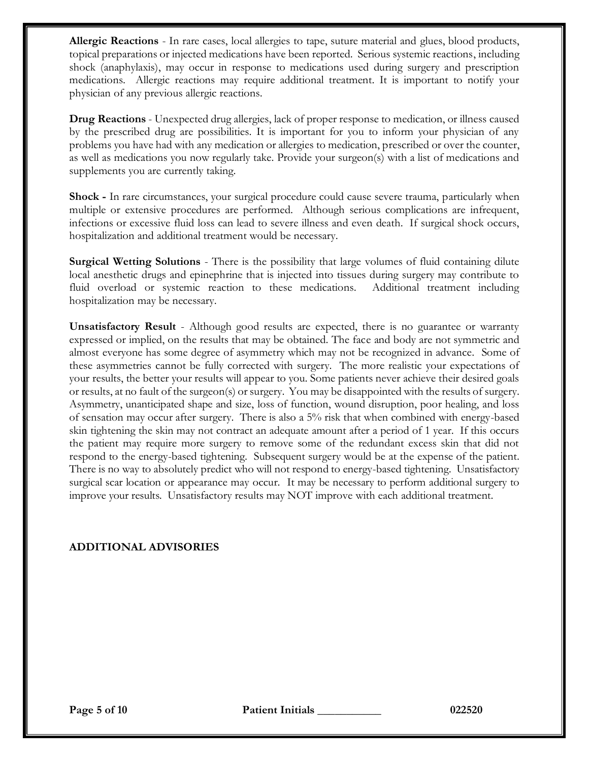**Allergic Reactions** - In rare cases, local allergies to tape, suture material and glues, blood products, topical preparations or injected medications have been reported. Serious systemic reactions, including shock (anaphylaxis), may occur in response to medications used during surgery and prescription medications. Allergic reactions may require additional treatment. It is important to notify your physician of any previous allergic reactions.

**Drug Reactions** - Unexpected drug allergies, lack of proper response to medication, or illness caused by the prescribed drug are possibilities. It is important for you to inform your physician of any problems you have had with any medication or allergies to medication, prescribed or over the counter, as well as medications you now regularly take. Provide your surgeon(s) with a list of medications and supplements you are currently taking.

**Shock -** In rare circumstances, your surgical procedure could cause severe trauma, particularly when multiple or extensive procedures are performed. Although serious complications are infrequent, infections or excessive fluid loss can lead to severe illness and even death. If surgical shock occurs, hospitalization and additional treatment would be necessary.

**Surgical Wetting Solutions** - There is the possibility that large volumes of fluid containing dilute local anesthetic drugs and epinephrine that is injected into tissues during surgery may contribute to fluid overload or systemic reaction to these medications. Additional treatment including hospitalization may be necessary.

**Unsatisfactory Result** - Although good results are expected, there is no guarantee or warranty expressed or implied, on the results that may be obtained. The face and body are not symmetric and almost everyone has some degree of asymmetry which may not be recognized in advance. Some of these asymmetries cannot be fully corrected with surgery. The more realistic your expectations of your results, the better your results will appear to you. Some patients never achieve their desired goals or results, at no fault of the surgeon(s) or surgery. You may be disappointed with the results of surgery. Asymmetry, unanticipated shape and size, loss of function, wound disruption, poor healing, and loss of sensation may occur after surgery. There is also a 5% risk that when combined with energy-based skin tightening the skin may not contract an adequate amount after a period of 1 year. If this occurs the patient may require more surgery to remove some of the redundant excess skin that did not respond to the energy-based tightening. Subsequent surgery would be at the expense of the patient. There is no way to absolutely predict who will not respond to energy-based tightening. Unsatisfactory surgical scar location or appearance may occur. It may be necessary to perform additional surgery to improve your results. Unsatisfactory results may NOT improve with each additional treatment.

## ADDITIONAL ADVISORIES

Patient Initials ___________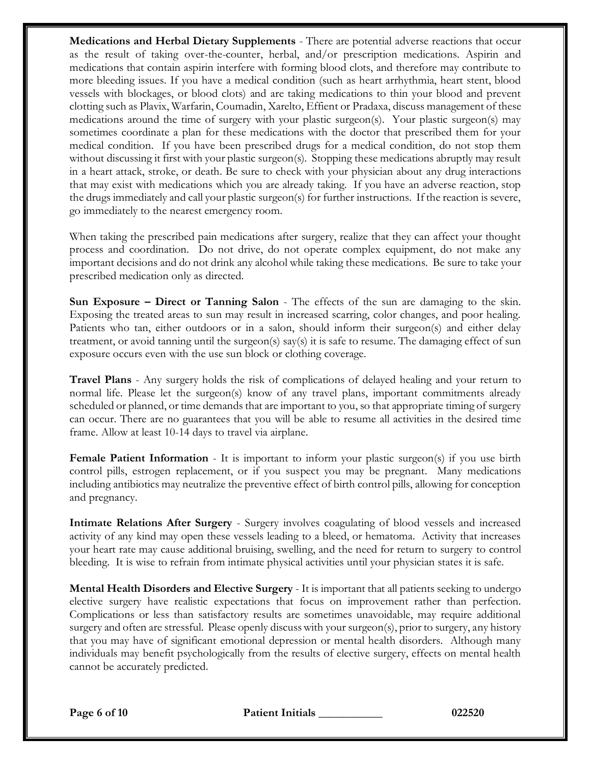**Medications and Herbal Dietary Supplements** - There are potential adverse reactions that occur as the result of taking over-the-counter, herbal, and/or prescription medications. Aspirin and medications that contain aspirin interfere with forming blood clots, and therefore may contribute to more bleeding issues. If you have a medical condition (such as heart arrhythmia, heart stent, blood vessels with blockages, or blood clots) and are taking medications to thin your blood and prevent clotting such as Plavix, Warfarin, Coumadin, Xarelto, Effient or Pradaxa, discuss management of these medications around the time of surgery with your plastic surgeon(s). Your plastic surgeon(s) may sometimes coordinate a plan for these medications with the doctor that prescribed them for your medical condition. If you have been prescribed drugs for a medical condition, do not stop them without discussing it first with your plastic surgeon(s). Stopping these medications abruptly may result in a heart attack, stroke, or death. Be sure to check with your physician about any drug interactions that may exist with medications which you are already taking. If you have an adverse reaction, stop the drugs immediately and call your plastic surgeon(s) for further instructions. If the reaction is severe, go immediately to the nearest emergency room.

When taking the prescribed pain medications after surgery, realize that they can affect your thought process and coordination. Do not drive, do not operate complex equipment, do not make any important decisions and do not drink any alcohol while taking these medications. Be sure to take your prescribed medication only as directed.

**Sun Exposure – Direct or Tanning Salon** - The effects of the sun are damaging to the skin. Exposing the treated areas to sun may result in increased scarring, color changes, and poor healing. Patients who tan, either outdoors or in a salon, should inform their surgeon(s) and either delay treatment, or avoid tanning until the surgeon(s) say(s) it is safe to resume. The damaging effect of sun exposure occurs even with the use sun block or clothing coverage.

**Travel Plans** - Any surgery holds the risk of complications of delayed healing and your return to normal life. Please let the surgeon(s) know of any travel plans, important commitments already scheduled or planned, or time demands that are important to you, so that appropriate timing of surgery can occur. There are no guarantees that you will be able to resume all activities in the desired time frame. Allow at least 10-14 days to travel via airplane.

**Female Patient Information** - It is important to inform your plastic surgeon(s) if you use birth control pills, estrogen replacement, or if you suspect you may be pregnant. Many medications including antibiotics may neutralize the preventive effect of birth control pills, allowing for conception and pregnancy.

**Intimate Relations After Surgery** - Surgery involves coagulating of blood vessels and increased activity of any kind may open these vessels leading to a bleed, or hematoma. Activity that increases your heart rate may cause additional bruising, swelling, and the need for return to surgery to control bleeding. It is wise to refrain from intimate physical activities until your physician states it is safe.

**Mental Health Disorders and Elective Surgery** - It is important that all patients seeking to undergo elective surgery have realistic expectations that focus on improvement rather than perfection. Complications or less than satisfactory results are sometimes unavoidable, may require additional surgery and often are stressful. Please openly discuss with your surgeon(s), prior to surgery, any history that you may have of significant emotional depression or mental health disorders. Although many individuals may benefit psychologically from the results of elective surgery, effects on mental health cannot be accurately predicted.

**Patient Initials ___________**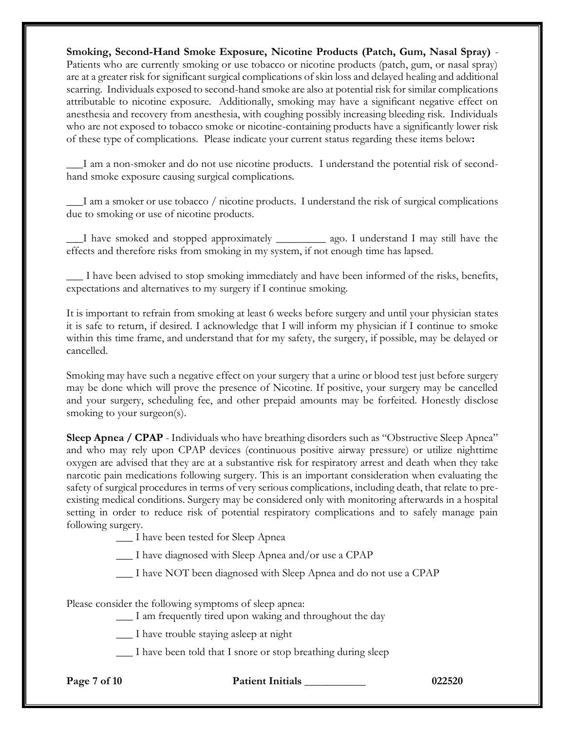**Smoking, Second-Hand Smoke Exposure, Nicotine Products (Patch, Gum, Nasal Spray)** - Patients who are currently smoking or use tobacco or nicotine products (patch, gum, or nasal spray) are at a greater risk for significant surgical complications of skin loss and delayed healing and additional scarring. Individuals exposed to second-hand smoke are also at potential risk for similar complications attributable to nicotine exposure. Additionally, smoking may have a significant negative effect on anesthesia and recovery from anesthesia, with coughing possibly increasing bleeding risk. Individuals who are not exposed to tobacco smoke or nicotine-containing products have a significantly lower risk of these type of complications. Please indicate your current status regarding these items below**:**

___I am a non-smoker and do not use nicotine products. I understand the potential risk of second-hand smoke exposure causing surgical complications.

___I am a smoker or use tobacco / nicotine products. I understand the risk of surgical complications due to smoking or use of nicotine products.

___I have smoked and stopped approximately _________ ago. I understand I may still have the effects and therefore risks from smoking in my system, if not enough time has lapsed.

___ I have been advised to stop smoking immediately and have been informed of the risks, benefits, expectations and alternatives to my surgery if I continue smoking.

It is important to refrain from smoking at least 6 weeks before surgery and until your physician states it is safe to return, if desired. I acknowledge that I will inform my physician if I continue to smoke within this time frame, and understand that for my safety, the surgery, if possible, may be delayed or cancelled.

Smoking may have such a negative effect on your surgery that a urine or blood test just before surgery may be done which will prove the presence of Nicotine. If positive, your surgery may be cancelled and your surgery, scheduling fee, and other prepaid amounts may be forfeited. Honestly disclose smoking to your surgeon(s).

**Sleep Apnea / CPAP** - Individuals who have breathing disorders such as "Obstructive Sleep Apnea" and who may rely upon CPAP devices (continuous positive airway pressure) or utilize nighttime oxygen are advised that they are at a substantive risk for respiratory arrest and death when they take narcotic pain medications following surgery. This is an important consideration when evaluating the safety of surgical procedures in terms of very serious complications, including death, that relate to pre-existing medical conditions. Surgery may be considered only with monitoring afterwards in a hospital setting in order to reduce risk of potential respiratory complications and to safely manage pain following surgery.

___ I have been tested for Sleep Apnea

___ I have diagnosed with Sleep Apnea and/or use a CPAP

___ I have NOT been diagnosed with Sleep Apnea and do not use a CPAP

Please consider the following symptoms of sleep apnea:

___ I am frequently tired upon waking and throughout the day

___ I have trouble staying asleep at night

___ I have been told that I snore or stop breathing during sleep

**Patient Initials ___________** **022520**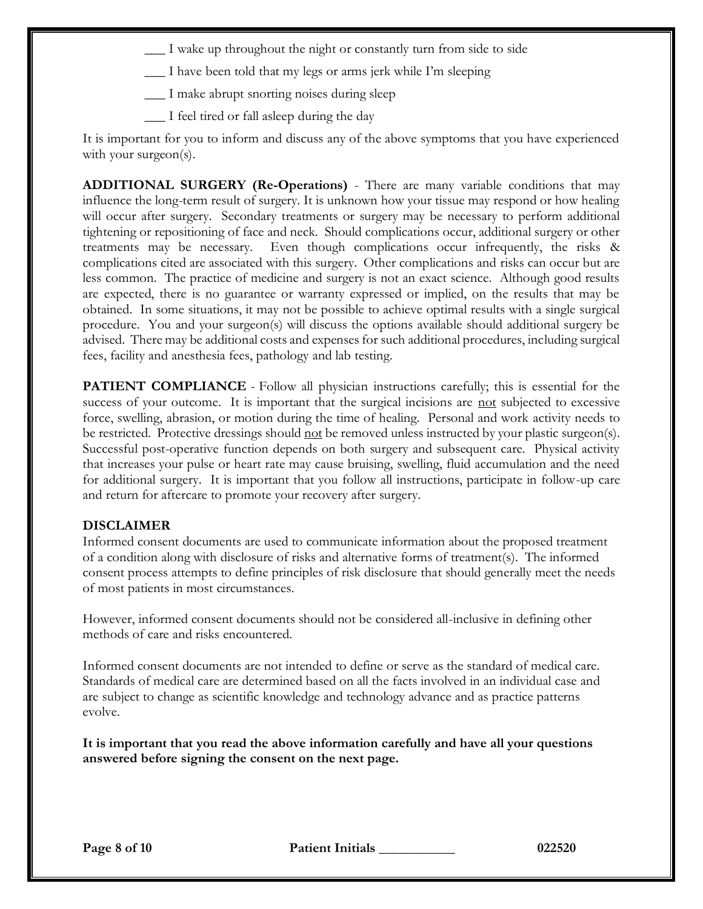___ I wake up throughout the night or constantly turn from side to side

___ I have been told that my legs or arms jerk while I'm sleeping

___ I make abrupt snorting noises during sleep

___ I feel tired or fall asleep during the day

It is important for you to inform and discuss any of the above symptoms that you have experienced with your surgeon(s).

**ADDITIONAL SURGERY (Re-Operations)** - There are many variable conditions that may influence the long-term result of surgery. It is unknown how your tissue may respond or how healing will occur after surgery. Secondary treatments or surgery may be necessary to perform additional tightening or repositioning of face and neck. Should complications occur, additional surgery or other treatments may be necessary. Even though complications occur infrequently, the risks & complications cited are associated with this surgery. Other complications and risks can occur but are less common. The practice of medicine and surgery is not an exact science. Although good results are expected, there is no guarantee or warranty expressed or implied, on the results that may be obtained. In some situations, it may not be possible to achieve optimal results with a single surgical procedure. You and your surgeon(s) will discuss the options available should additional surgery be advised. There may be additional costs and expenses for such additional procedures, including surgical fees, facility and anesthesia fees, pathology and lab testing.

**PATIENT COMPLIANCE** - Follow all physician instructions carefully; this is essential for the success of your outcome. It is important that the surgical incisions are not subjected to excessive force, swelling, abrasion, or motion during the time of healing. Personal and work activity needs to be restricted. Protective dressings should not be removed unless instructed by your plastic surgeon(s). Successful post-operative function depends on both surgery and subsequent care. Physical activity that increases your pulse or heart rate may cause bruising, swelling, fluid accumulation and the need for additional surgery. It is important that you follow all instructions, participate in follow-up care and return for aftercare to promote your recovery after surgery.

**DISCLAIMER**

Informed consent documents are used to communicate information about the proposed treatment of a condition along with disclosure of risks and alternative forms of treatment(s). The informed consent process attempts to define principles of risk disclosure that should generally meet the needs of most patients in most circumstances.

However, informed consent documents should not be considered all-inclusive in defining other methods of care and risks encountered.

Informed consent documents are not intended to define or serve as the standard of medical care. Standards of medical care are determined based on all the facts involved in an individual case and are subject to change as scientific knowledge and technology advance and as practice patterns evolve.

**It is important that you read the above information carefully and have all your questions answered before signing the consent on the next page.**

**Patient Initials ___________** **022520**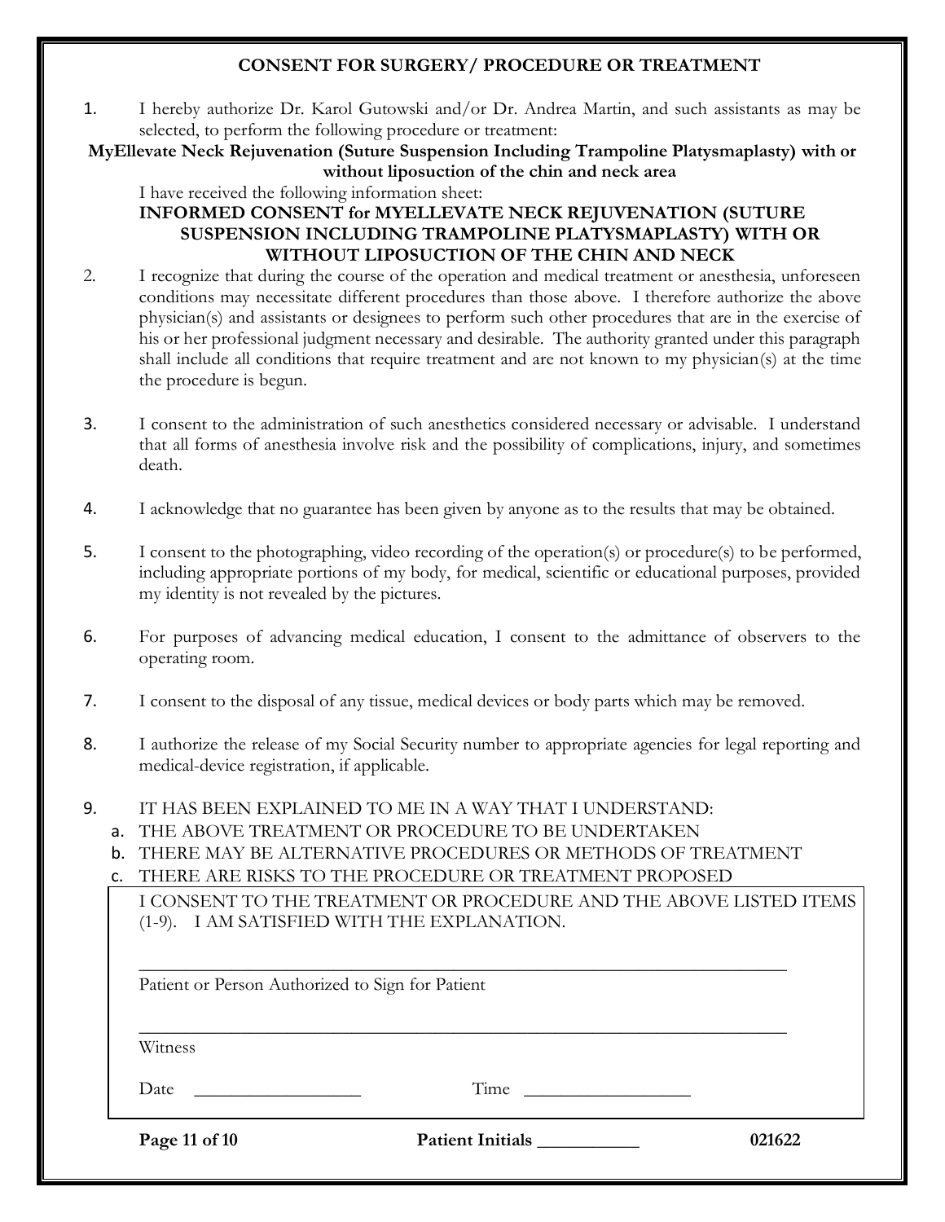# CONSENT FOR SURGERY/ PROCEDURE OR TREATMENT

1. I hereby authorize Dr. Karol Gutowski and/or Dr. Andrea Martin, and such assistants as may be selected, to perform the following procedure or treatment:

**MyEllevate Neck Rejuvenation (Suture Suspension Including Trampoline Platysmaplasty) with or without liposuction of the chin and neck area**

I have received the following information sheet:

**INFORMED CONSENT for MYELLEVATE NECK REJUVENATION (SUTURE SUSPENSION INCLUDING TRAMPOLINE PLATYSMAPLASTY) WITH OR WITHOUT LIPOSUCTION OF THE CHIN AND NECK**

2. I recognize that during the course of the operation and medical treatment or anesthesia, unforeseen conditions may necessitate different procedures than those above. I therefore authorize the above physician(s) and assistants or designees to perform such other procedures that are in the exercise of his or her professional judgment necessary and desirable. The authority granted under this paragraph shall include all conditions that require treatment and are not known to my physician(s) at the time the procedure is begun.

3. I consent to the administration of such anesthetics considered necessary or advisable. I understand that all forms of anesthesia involve risk and the possibility of complications, injury, and sometimes death.

4. I acknowledge that no guarantee has been given by anyone as to the results that may be obtained.

5. I consent to the photographing, video recording of the operation(s) or procedure(s) to be performed, including appropriate portions of my body, for medical, scientific or educational purposes, provided my identity is not revealed by the pictures.

6. For purposes of advancing medical education, I consent to the admittance of observers to the operating room.

7. I consent to the disposal of any tissue, medical devices or body parts which may be removed.

8. I authorize the release of my Social Security number to appropriate agencies for legal reporting and medical-device registration, if applicable.

9. IT HAS BEEN EXPLAINED TO ME IN A WAY THAT I UNDERSTAND:
   a. THE ABOVE TREATMENT OR PROCEDURE TO BE UNDERTAKEN
   b. THERE MAY BE ALTERNATIVE PROCEDURES OR METHODS OF TREATMENT
   c. THERE ARE RISKS TO THE PROCEDURE OR TREATMENT PROPOSED

I CONSENT TO THE TREATMENT OR PROCEDURE AND THE ABOVE LISTED ITEMS (1-9). I AM SATISFIED WITH THE EXPLANATION.

______________________________________________________________________

Patient or Person Authorized to Sign for Patient

______________________________________________________________________

Witness

Date ___________________ Time ___________________

Patient Initials ___________ 021622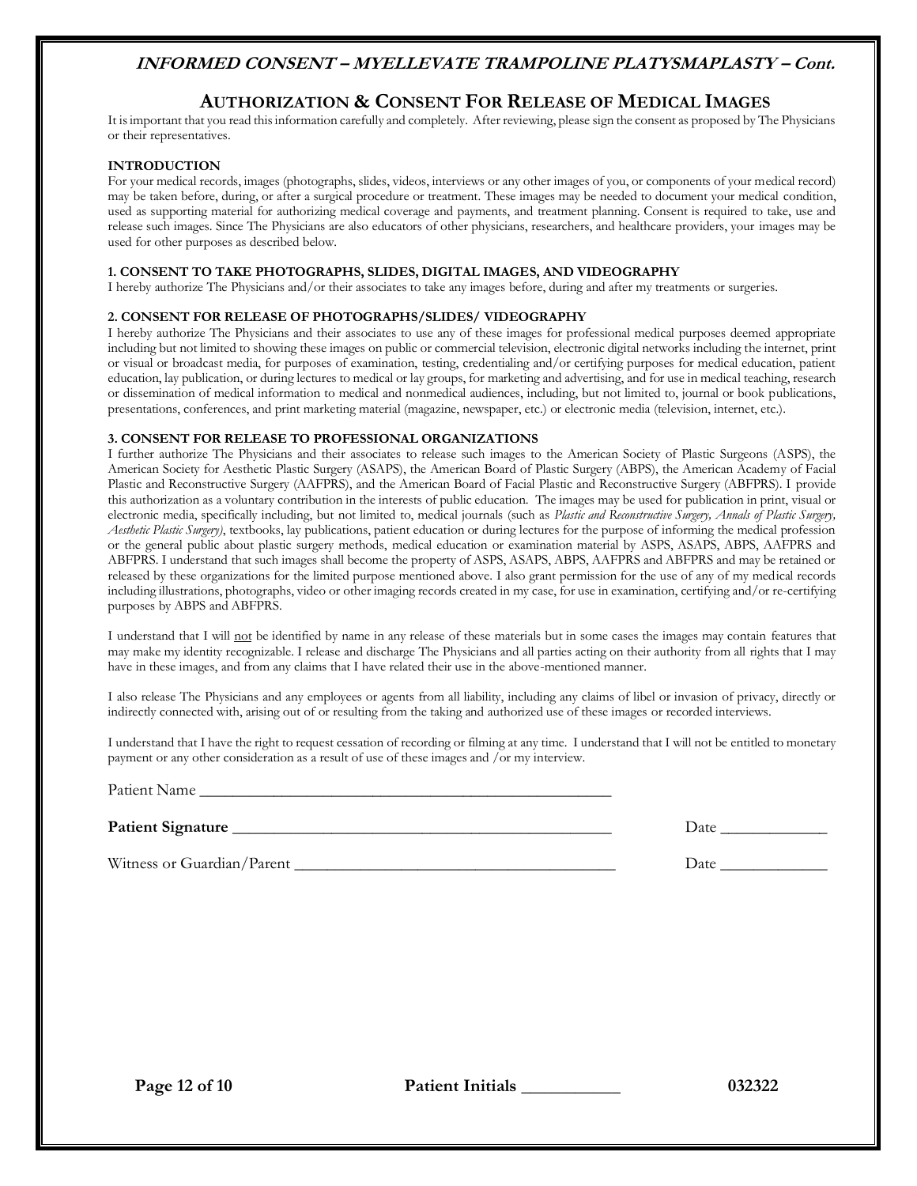## AUTHORIZATION & CONSENT FOR RELEASE OF MEDICAL IMAGES

It is important that you read this information carefully and completely. After reviewing, please sign the consent as proposed by The Physicians or their representatives.

**INTRODUCTION**

For your medical records, images (photographs, slides, videos, interviews or any other images of you, or components of your medical record) may be taken before, during, or after a surgical procedure or treatment. These images may be needed to document your medical condition, used as supporting material for authorizing medical coverage and payments, and treatment planning. Consent is required to take, use and release such images. Since The Physicians are also educators of other physicians, researchers, and healthcare providers, your images may be used for other purposes as described below.

**1. CONSENT TO TAKE PHOTOGRAPHS, SLIDES, DIGITAL IMAGES, AND VIDEOGRAPHY**

I hereby authorize The Physicians and/or their associates to take any images before, during and after my treatments or surgeries.

**2. CONSENT FOR RELEASE OF PHOTOGRAPHS/SLIDES/ VIDEOGRAPHY**

I hereby authorize The Physicians and their associates to use any of these images for professional medical purposes deemed appropriate including but not limited to showing these images on public or commercial television, electronic digital networks including the internet, print or visual or broadcast media, for purposes of examination, testing, credentialing and/or certifying purposes for medical education, patient education, lay publication, or during lectures to medical or lay groups, for marketing and advertising, and for use in medical teaching, research or dissemination of medical information to medical and nonmedical audiences, including, but not limited to, journal or book publications, presentations, conferences, and print marketing material (magazine, newspaper, etc.) or electronic media (television, internet, etc.).

**3. CONSENT FOR RELEASE TO PROFESSIONAL ORGANIZATIONS**

I further authorize The Physicians and their associates to release such images to the American Society of Plastic Surgeons (ASPS), the American Society for Aesthetic Plastic Surgery (ASAPS), the American Board of Plastic Surgery (ABPS), the American Academy of Facial Plastic and Reconstructive Surgery (AAFPRS), and the American Board of Facial Plastic and Reconstructive Surgery (ABFPRS). I provide this authorization as a voluntary contribution in the interests of public education. The images may be used for publication in print, visual or electronic media, specifically including, but not limited to, medical journals (such as *Plastic and Reconstructive Surgery, Annals of Plastic Surgery, Aesthetic Plastic Surgery)*, textbooks, lay publications, patient education or during lectures for the purpose of informing the medical profession or the general public about plastic surgery methods, medical education or examination material by ASPS, ASAPS, ABPS, AAFPRS and ABFPRS. I understand that such images shall become the property of ASPS, ASAPS, ABPS, AAFPRS and ABFPRS and may be retained or released by these organizations for the limited purpose mentioned above. I also grant permission for the use of any of my medical records including illustrations, photographs, video or other imaging records created in my case, for use in examination, certifying and/or re-certifying purposes by ABPS and ABFPRS.

I understand that I will not be identified by name in any release of these materials but in some cases the images may contain features that may make my identity recognizable. I release and discharge The Physicians and all parties acting on their authority from all rights that I may have in these images, and from any claims that I have related their use in the above-mentioned manner.

I also release The Physicians and any employees or agents from all liability, including any claims of libel or invasion of privacy, directly or indirectly connected with, arising out of or resulting from the taking and authorized use of these images or recorded interviews.

I understand that I have the right to request cessation of recording or filming at any time. I understand that I will not be entitled to monetary payment or any other consideration as a result of use of these images and /or my interview.

Patient Name ____________________________________________________

**Patient Signature** _______________________________________________ Date _____________

Witness or Guardian/Parent ________________________________________ Date _____________

**Patient Initials** ___________